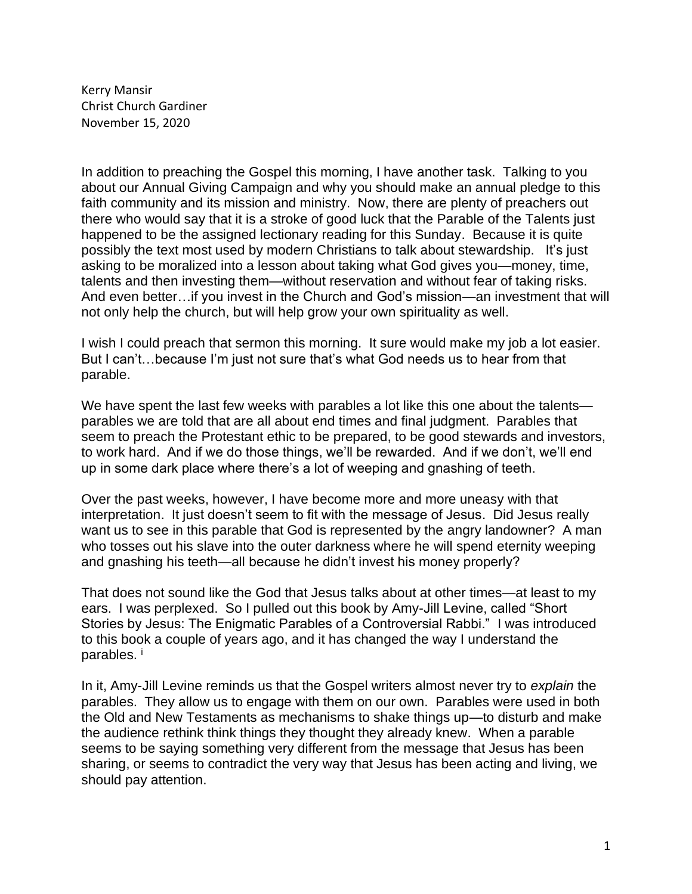Kerry Mansir
Christ Church Gardiner
November 15, 2020

In addition to preaching the Gospel this morning, I have another task. Talking to you about our Annual Giving Campaign and why you should make an annual pledge to this faith community and its mission and ministry. Now, there are plenty of preachers out there who would say that it is a stroke of good luck that the Parable of the Talents just happened to be the assigned lectionary reading for this Sunday. Because it is quite possibly the text most used by modern Christians to talk about stewardship. It's just asking to be moralized into a lesson about taking what God gives you—money, time, talents and then investing them—without reservation and without fear of taking risks. And even better…if you invest in the Church and God's mission—an investment that will not only help the church, but will help grow your own spirituality as well.

I wish I could preach that sermon this morning. It sure would make my job a lot easier. But I can't…because I'm just not sure that's what God needs us to hear from that parable.

We have spent the last few weeks with parables a lot like this one about the talents—parables we are told that are all about end times and final judgment. Parables that seem to preach the Protestant ethic to be prepared, to be good stewards and investors, to work hard. And if we do those things, we'll be rewarded. And if we don't, we'll end up in some dark place where there's a lot of weeping and gnashing of teeth.

Over the past weeks, however, I have become more and more uneasy with that interpretation. It just doesn't seem to fit with the message of Jesus. Did Jesus really want us to see in this parable that God is represented by the angry landowner? A man who tosses out his slave into the outer darkness where he will spend eternity weeping and gnashing his teeth—all because he didn't invest his money properly?

That does not sound like the God that Jesus talks about at other times—at least to my ears. I was perplexed. So I pulled out this book by Amy-Jill Levine, called "Short Stories by Jesus: The Enigmatic Parables of a Controversial Rabbi." I was introduced to this book a couple of years ago, and it has changed the way I understand the parables. [i]

In it, Amy-Jill Levine reminds us that the Gospel writers almost never try to *explain* the parables. They allow us to engage with them on our own. Parables were used in both the Old and New Testaments as mechanisms to shake things up—to disturb and make the audience rethink think things they thought they already knew. When a parable seems to be saying something very different from the message that Jesus has been sharing, or seems to contradict the very way that Jesus has been acting and living, we should pay attention.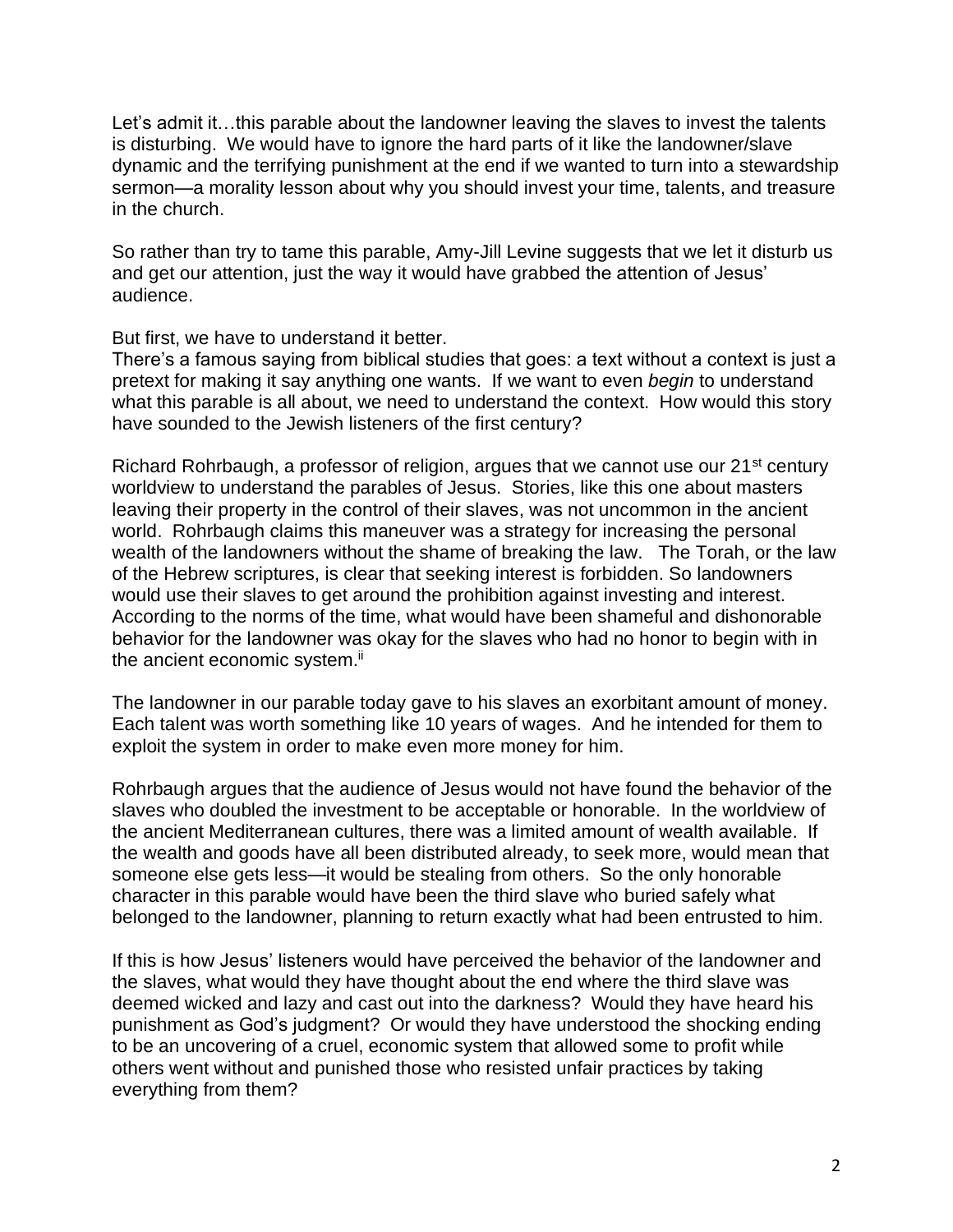Let's admit it…this parable about the landowner leaving the slaves to invest the talents is disturbing. We would have to ignore the hard parts of it like the landowner/slave dynamic and the terrifying punishment at the end if we wanted to turn into a stewardship sermon—a morality lesson about why you should invest your time, talents, and treasure in the church.

So rather than try to tame this parable, Amy-Jill Levine suggests that we let it disturb us and get our attention, just the way it would have grabbed the attention of Jesus' audience.

But first, we have to understand it better.

There's a famous saying from biblical studies that goes: a text without a context is just a pretext for making it say anything one wants. If we want to even *begin* to understand what this parable is all about, we need to understand the context. How would this story have sounded to the Jewish listeners of the first century?

Richard Rohrbaugh, a professor of religion, argues that we cannot use our 21st century worldview to understand the parables of Jesus. Stories, like this one about masters leaving their property in the control of their slaves, was not uncommon in the ancient world. Rohrbaugh claims this maneuver was a strategy for increasing the personal wealth of the landowners without the shame of breaking the law. The Torah, or the law of the Hebrew scriptures, is clear that seeking interest is forbidden. So landowners would use their slaves to get around the prohibition against investing and interest. According to the norms of the time, what would have been shameful and dishonorable behavior for the landowner was okay for the slaves who had no honor to begin with in the ancient economic system.[ii]

The landowner in our parable today gave to his slaves an exorbitant amount of money. Each talent was worth something like 10 years of wages. And he intended for them to exploit the system in order to make even more money for him.

Rohrbaugh argues that the audience of Jesus would not have found the behavior of the slaves who doubled the investment to be acceptable or honorable. In the worldview of the ancient Mediterranean cultures, there was a limited amount of wealth available. If the wealth and goods have all been distributed already, to seek more, would mean that someone else gets less—it would be stealing from others. So the only honorable character in this parable would have been the third slave who buried safely what belonged to the landowner, planning to return exactly what had been entrusted to him.

If this is how Jesus' listeners would have perceived the behavior of the landowner and the slaves, what would they have thought about the end where the third slave was deemed wicked and lazy and cast out into the darkness? Would they have heard his punishment as God's judgment? Or would they have understood the shocking ending to be an uncovering of a cruel, economic system that allowed some to profit while others went without and punished those who resisted unfair practices by taking everything from them?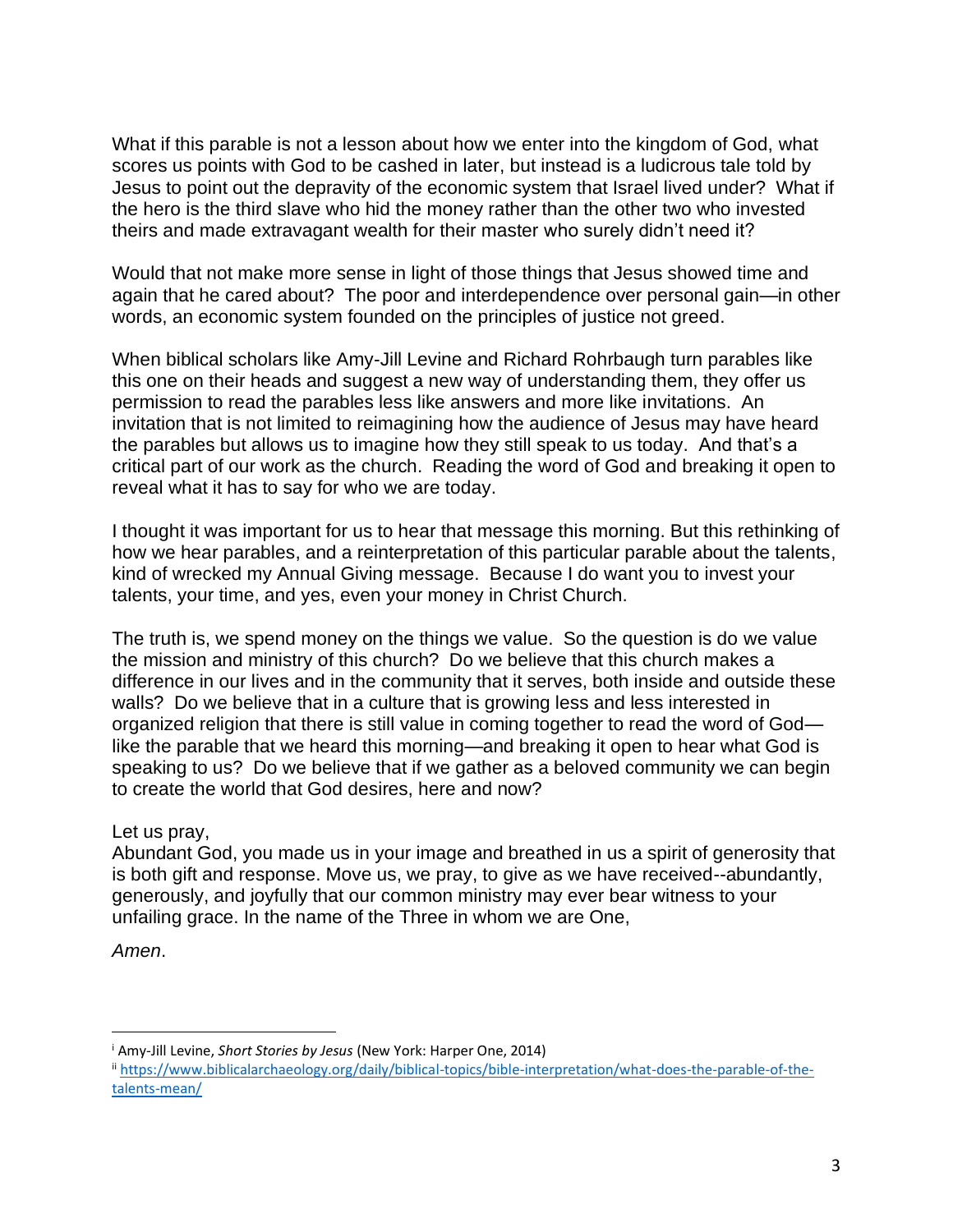What if this parable is not a lesson about how we enter into the kingdom of God, what scores us points with God to be cashed in later, but instead is a ludicrous tale told by Jesus to point out the depravity of the economic system that Israel lived under? What if the hero is the third slave who hid the money rather than the other two who invested theirs and made extravagant wealth for their master who surely didn't need it?

Would that not make more sense in light of those things that Jesus showed time and again that he cared about? The poor and interdependence over personal gain—in other words, an economic system founded on the principles of justice not greed.

When biblical scholars like Amy-Jill Levine and Richard Rohrbaugh turn parables like this one on their heads and suggest a new way of understanding them, they offer us permission to read the parables less like answers and more like invitations. An invitation that is not limited to reimagining how the audience of Jesus may have heard the parables but allows us to imagine how they still speak to us today. And that's a critical part of our work as the church. Reading the word of God and breaking it open to reveal what it has to say for who we are today.

I thought it was important for us to hear that message this morning. But this rethinking of how we hear parables, and a reinterpretation of this particular parable about the talents, kind of wrecked my Annual Giving message. Because I do want you to invest your talents, your time, and yes, even your money in Christ Church.

The truth is, we spend money on the things we value. So the question is do we value the mission and ministry of this church? Do we believe that this church makes a difference in our lives and in the community that it serves, both inside and outside these walls? Do we believe that in a culture that is growing less and less interested in organized religion that there is still value in coming together to read the word of God—like the parable that we heard this morning—and breaking it open to hear what God is speaking to us? Do we believe that if we gather as a beloved community we can begin to create the world that God desires, here and now?

Let us pray,
Abundant God, you made us in your image and breathed in us a spirit of generosity that is both gift and response. Move us, we pray, to give as we have received--abundantly, generously, and joyfully that our common ministry may ever bear witness to your unfailing grace. In the name of the Three in whom we are One,

*Amen*.

---

[i] Amy-Jill Levine, *Short Stories by Jesus* (New York: Harper One, 2014)

[ii] https://www.biblicalarchaeology.org/daily/biblical-topics/bible-interpretation/what-does-the-parable-of-the-talents-mean/